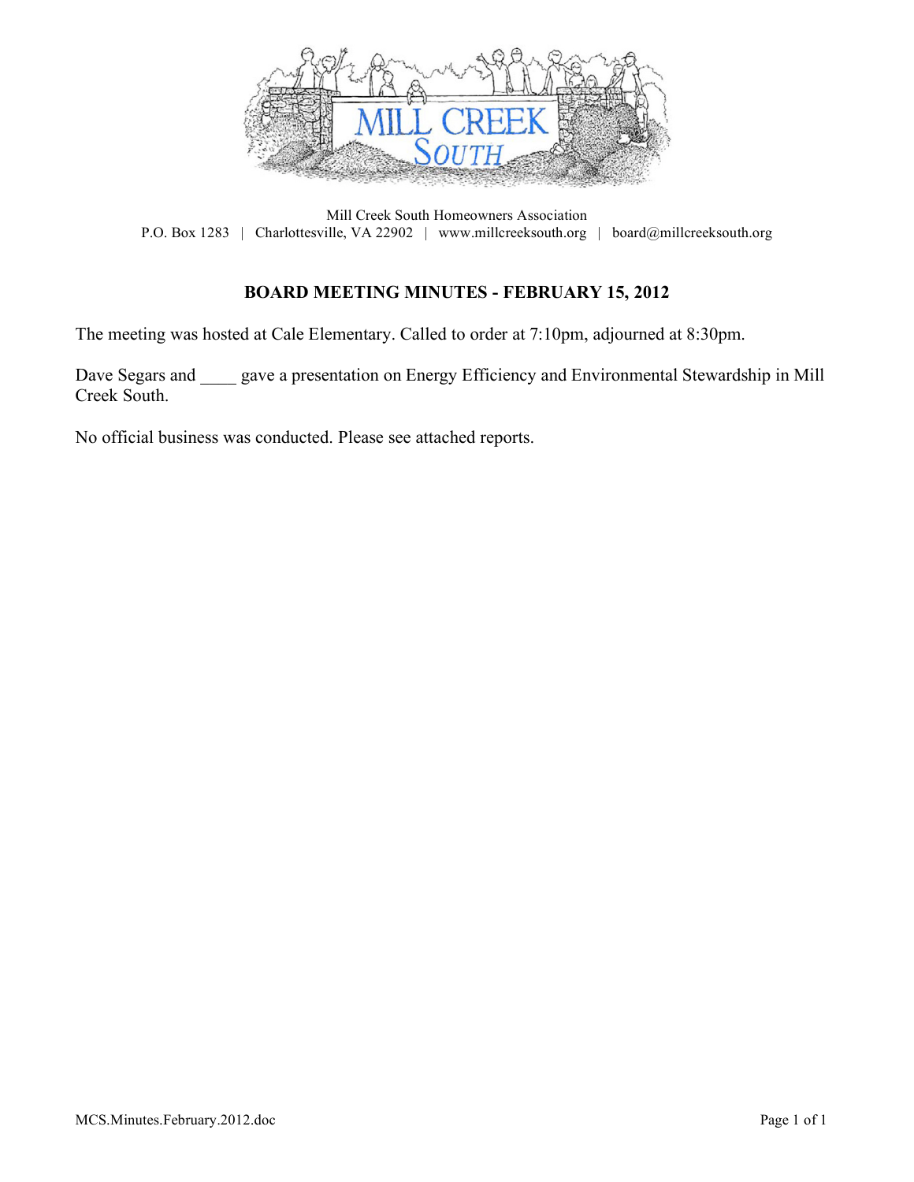Mill Creek South Homeowners Association
P.O. Box 1283 | Charlottesville, VA 22902 | www.millcreeksouth.org | board@millcreeksouth.org

## BOARD MEETING MINUTES - FEBRUARY 15, 2012

The meeting was hosted at Cale Elementary. Called to order at 7:10pm, adjourned at 8:30pm.

Dave Segars and ____ gave a presentation on Energy Efficiency and Environmental Stewardship in Mill Creek South.

No official business was conducted. Please see attached reports.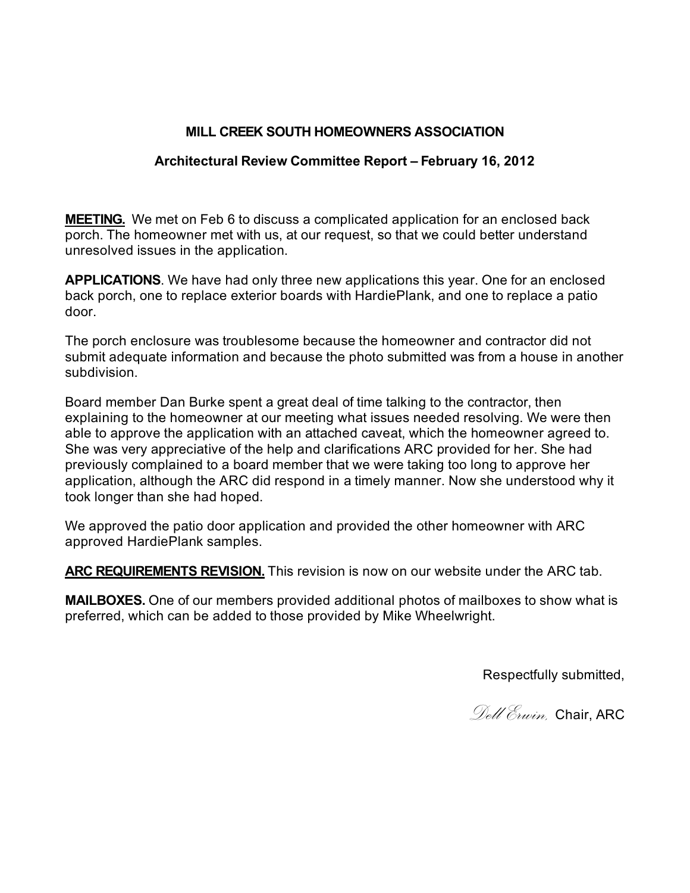# MILL CREEK SOUTH HOMEOWNERS ASSOCIATION

## Architectural Review Committee Report – February 16, 2012

**MEETING.** We met on Feb 6 to discuss a complicated application for an enclosed back porch. The homeowner met with us, at our request, so that we could better understand unresolved issues in the application.

**APPLICATIONS**. We have had only three new applications this year. One for an enclosed back porch, one to replace exterior boards with HardiePlank, and one to replace a patio door.

The porch enclosure was troublesome because the homeowner and contractor did not submit adequate information and because the photo submitted was from a house in another subdivision.

Board member Dan Burke spent a great deal of time talking to the contractor, then explaining to the homeowner at our meeting what issues needed resolving. We were then able to approve the application with an attached caveat, which the homeowner agreed to. She was very appreciative of the help and clarifications ARC provided for her. She had previously complained to a board member that we were taking too long to approve her application, although the ARC did respond in a timely manner. Now she understood why it took longer than she had hoped.

We approved the patio door application and provided the other homeowner with ARC approved HardiePlank samples.

**ARC REQUIREMENTS REVISION.** This revision is now on our website under the ARC tab.

**MAILBOXES.** One of our members provided additional photos of mailboxes to show what is preferred, which can be added to those provided by Mike Wheelwright.

Respectfully submitted,

*Dell Erwin,* Chair, ARC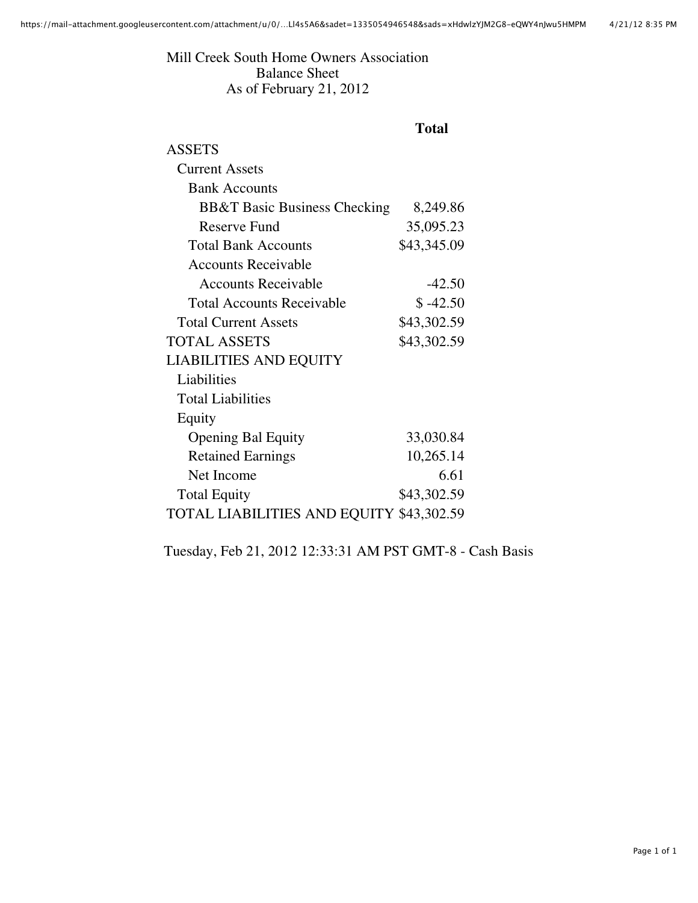# Mill Creek South Home Owners Association

## Balance Sheet

### As of February 21, 2012

| | Total |
|---|---|
| ASSETS | |
| Current Assets | |
| Bank Accounts | |
| BB&T Basic Business Checking | 8,249.86 |
| Reserve Fund | 35,095.23 |
| Total Bank Accounts | $43,345.09 |
| Accounts Receivable | |
| Accounts Receivable | -42.50 |
| Total Accounts Receivable | $ -42.50 |
| Total Current Assets | $43,302.59 |
| TOTAL ASSETS | $43,302.59 |
| LIABILITIES AND EQUITY | |
| Liabilities | |
| Total Liabilities | |
| Equity | |
| Opening Bal Equity | 33,030.84 |
| Retained Earnings | 10,265.14 |
| Net Income | 6.61 |
| Total Equity | $43,302.59 |
| TOTAL LIABILITIES AND EQUITY | $43,302.59 |

Tuesday, Feb 21, 2012 12:33:31 AM PST GMT-8 - Cash Basis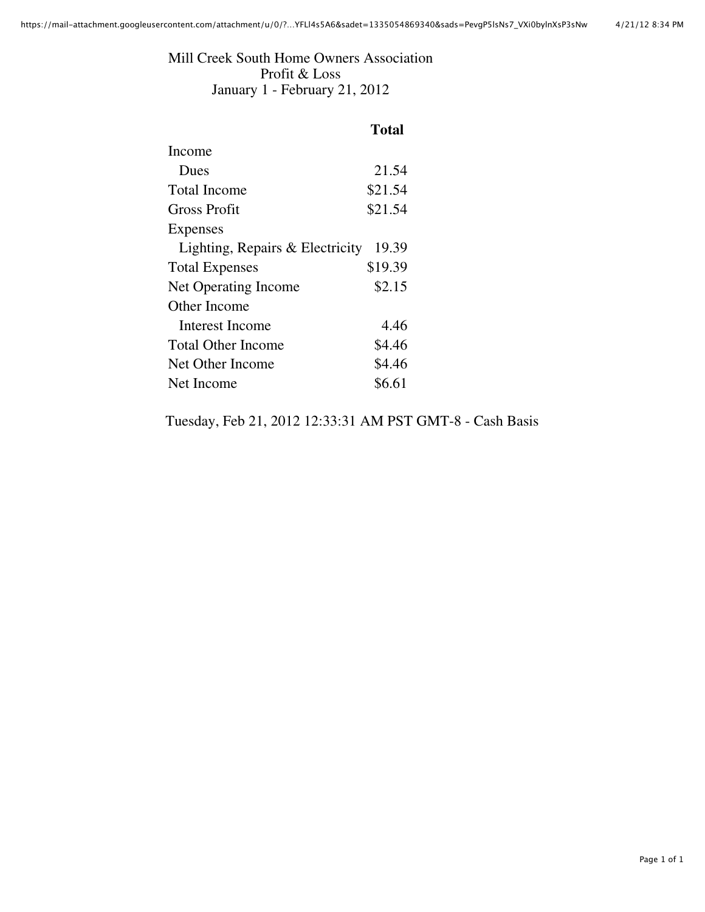# Mill Creek South Home Owners Association

## Profit & Loss

### January 1 - February 21, 2012

| | Total |
|---|---|
| Income | |
| Dues | 21.54 |
| Total Income | $21.54 |
| Gross Profit | $21.54 |
| Expenses | |
| Lighting, Repairs & Electricity | 19.39 |
| Total Expenses | $19.39 |
| Net Operating Income | $2.15 |
| Other Income | |
| Interest Income | 4.46 |
| Total Other Income | $4.46 |
| Net Other Income | $4.46 |
| Net Income | $6.61 |

Tuesday, Feb 21, 2012 12:33:31 AM PST GMT-8 - Cash Basis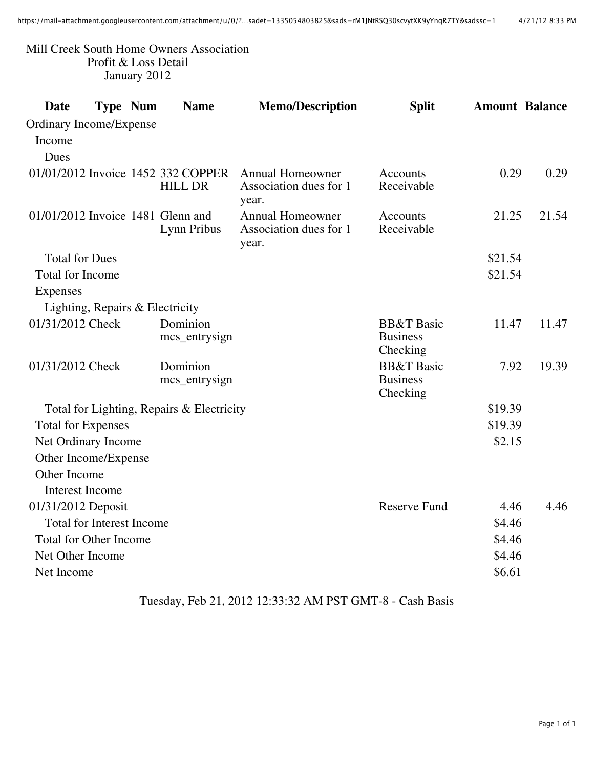Mill Creek South Home Owners Association
Profit & Loss Detail
January 2012

| Date | Type | Num | Name | Memo/Description | Split | Amount | Balance |
|---|---|---|---|---|---|---|---|
| Ordinary Income/Expense | | | | | | | |
| Income | | | | | | | |
| Dues | | | | | | | |
| 01/01/2012 | Invoice | 1452 | 332 COPPER HILL DR | Annual Homeowner Association dues for 1 year. | Accounts Receivable | 0.29 | 0.29 |
| 01/01/2012 | Invoice | 1481 | Glenn and Lynn Pribus | Annual Homeowner Association dues for 1 year. | Accounts Receivable | 21.25 | 21.54 |
| Total for Dues | | | | | | $21.54 | |
| Total for Income | | | | | | $21.54 | |
| Expenses | | | | | | | |
| Lighting, Repairs & Electricity | | | | | | | |
| 01/31/2012 | Check | | Dominion mcs_entrysign | | BB&T Basic Business Checking | 11.47 | 11.47 |
| 01/31/2012 | Check | | Dominion mcs_entrysign | | BB&T Basic Business Checking | 7.92 | 19.39 |
| Total for Lighting, Repairs & Electricity | | | | | | $19.39 | |
| Total for Expenses | | | | | | $19.39 | |
| Net Ordinary Income | | | | | | $2.15 | |
| Other Income/Expense | | | | | | | |
| Other Income | | | | | | | |
| Interest Income | | | | | | | |
| 01/31/2012 | Deposit | | | | Reserve Fund | 4.46 | 4.46 |
| Total for Interest Income | | | | | | $4.46 | |
| Total for Other Income | | | | | | $4.46 | |
| Net Other Income | | | | | | $4.46 | |
| Net Income | | | | | | $6.61 | |

Tuesday, Feb 21, 2012 12:33:32 AM PST GMT-8 - Cash Basis